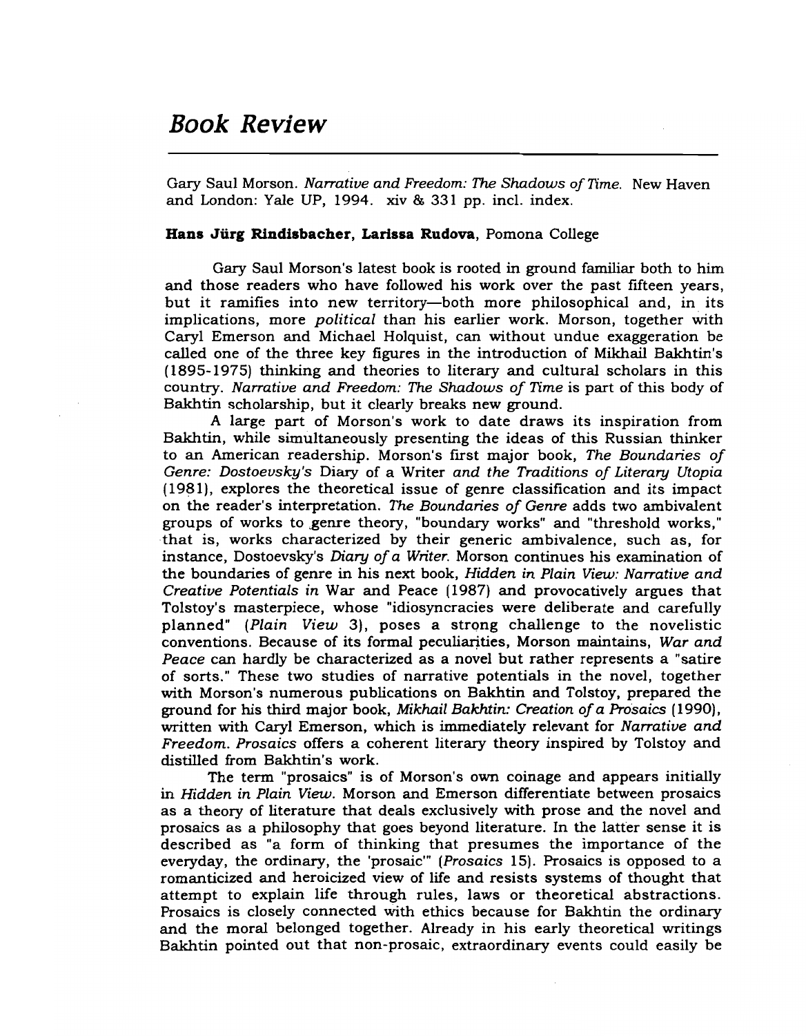# *Book Review*

Gary Saul Morson. *Narrative and Freedom: The Shadows of Time.* New Haven and London: Yale UP, 1994. xiv & 331 pp. incl. index.

**Hans Jürg Rindisbacher, Larissa Rudova**, Pomona College

Gary Saul Morson's latest book is rooted in ground familiar both to him and those readers who have followed his work over the past fifteen years, but it ramifies into new territory—both more philosophical and, in its implications, more *political* than his earlier work. Morson, together with Caryl Emerson and Michael Holquist, can without undue exaggeration be called one of the three key figures in the introduction of Mikhail Bakhtin's (1895-1975) thinking and theories to literary and cultural scholars in this country. *Narrative and Freedom: The Shadows of Time* is part of this body of Bakhtin scholarship, but it clearly breaks new ground.

A large part of Morson's work to date draws its inspiration from Bakhtin, while simultaneously presenting the ideas of this Russian thinker to an American readership. Morson's first major book, *The Boundaries of Genre: Dostoevsky's* Diary of a Writer *and the Traditions of Literary Utopia* (1981), explores the theoretical issue of genre classification and its impact on the reader's interpretation. *The Boundaries of Genre* adds two ambivalent groups of works to genre theory, "boundary works" and "threshold works," that is, works characterized by their generic ambivalence, such as, for instance, Dostoevsky's *Diary of a Writer.* Morson continues his examination of the boundaries of genre in his next book, *Hidden in Plain View: Narrative and Creative Potentials in* War and Peace (1987) and provocatively argues that Tolstoy's masterpiece, whose "idiosyncracies were deliberate and carefully planned" (*Plain View* 3), poses a strong challenge to the novelistic conventions. Because of its formal peculiarities, Morson maintains, *War and Peace* can hardly be characterized as a novel but rather represents a "satire of sorts." These two studies of narrative potentials in the novel, together with Morson's numerous publications on Bakhtin and Tolstoy, prepared the ground for his third major book, *Mikhail Bakhtin: Creation of a Prosaics* (1990), written with Caryl Emerson, which is immediately relevant for *Narrative and Freedom. Prosaics* offers a coherent literary theory inspired by Tolstoy and distilled from Bakhtin's work.

The term "prosaics" is of Morson's own coinage and appears initially in *Hidden in Plain View.* Morson and Emerson differentiate between prosaics as a theory of literature that deals exclusively with prose and the novel and prosaics as a philosophy that goes beyond literature. In the latter sense it is described as "a form of thinking that presumes the importance of the everyday, the ordinary, the 'prosaic'" (*Prosaics* 15). Prosaics is opposed to a romanticized and heroicized view of life and resists systems of thought that attempt to explain life through rules, laws or theoretical abstractions. Prosaics is closely connected with ethics because for Bakhtin the ordinary and the moral belonged together. Already in his early theoretical writings Bakhtin pointed out that non-prosaic, extraordinary events could easily be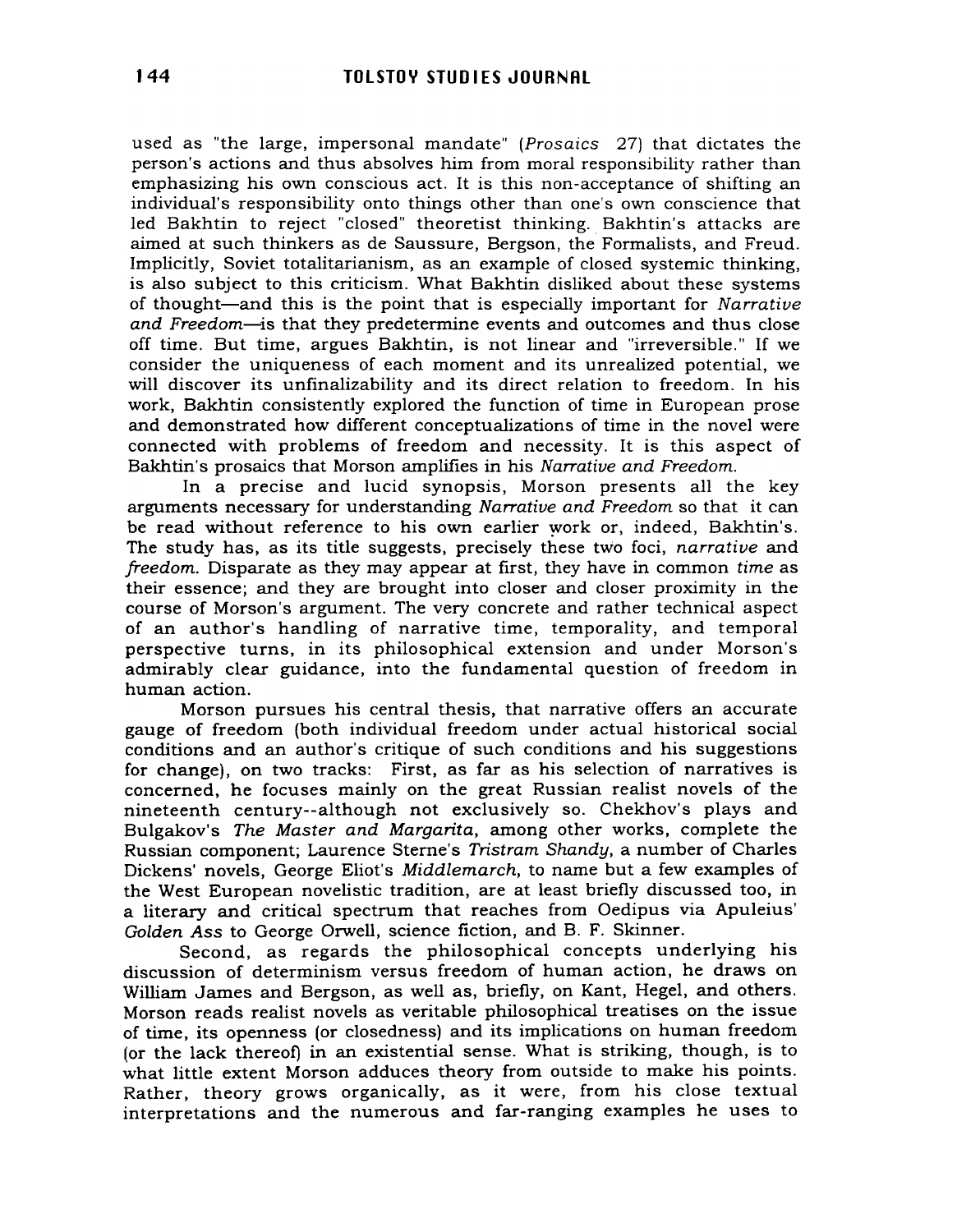used as "the large, impersonal mandate" (*Prosaics* 27) that dictates the person's actions and thus absolves him from moral responsibility rather than emphasizing his own conscious act. It is this non-acceptance of shifting an individual's responsibility onto things other than one's own conscience that led Bakhtin to reject "closed" theoretist thinking. Bakhtin's attacks are aimed at such thinkers as de Saussure, Bergson, the Formalists, and Freud. Implicitly, Soviet totalitarianism, as an example of closed systemic thinking, is also subject to this criticism. What Bakhtin disliked about these systems of thought—and this is the point that is especially important for *Narrative and Freedom*—is that they predetermine events and outcomes and thus close off time. But time, argues Bakhtin, is not linear and "irreversible." If we consider the uniqueness of each moment and its unrealized potential, we will discover its unfinalizability and its direct relation to freedom. In his work, Bakhtin consistently explored the function of time in European prose and demonstrated how different conceptualizations of time in the novel were connected with problems of freedom and necessity. It is this aspect of Bakhtin's prosaics that Morson amplifies in his *Narrative and Freedom*.

In a precise and lucid synopsis, Morson presents all the key arguments necessary for understanding *Narrative and Freedom* so that it can be read without reference to his own earlier work or, indeed, Bakhtin's. The study has, as its title suggests, precisely these two foci, *narrative* and *freedom*. Disparate as they may appear at first, they have in common *time* as their essence; and they are brought into closer and closer proximity in the course of Morson's argument. The very concrete and rather technical aspect of an author's handling of narrative time, temporality, and temporal perspective turns, in its philosophical extension and under Morson's admirably clear guidance, into the fundamental question of freedom in human action.

Morson pursues his central thesis, that narrative offers an accurate gauge of freedom (both individual freedom under actual historical social conditions and an author's critique of such conditions and his suggestions for change), on two tracks: First, as far as his selection of narratives is concerned, he focuses mainly on the great Russian realist novels of the nineteenth century--although not exclusively so. Chekhov's plays and Bulgakov's *The Master and Margarita*, among other works, complete the Russian component; Laurence Sterne's *Tristram Shandy*, a number of Charles Dickens' novels, George Eliot's *Middlemarch*, to name but a few examples of the West European novelistic tradition, are at least briefly discussed too, in a literary and critical spectrum that reaches from Oedipus via Apuleius' *Golden Ass* to George Orwell, science fiction, and B. F. Skinner.

Second, as regards the philosophical concepts underlying his discussion of determinism versus freedom of human action, he draws on William James and Bergson, as well as, briefly, on Kant, Hegel, and others. Morson reads realist novels as veritable philosophical treatises on the issue of time, its openness (or closedness) and its implications on human freedom (or the lack thereof) in an existential sense. What is striking, though, is to what little extent Morson adduces theory from outside to make his points. Rather, theory grows organically, as it were, from his close textual interpretations and the numerous and far-ranging examples he uses to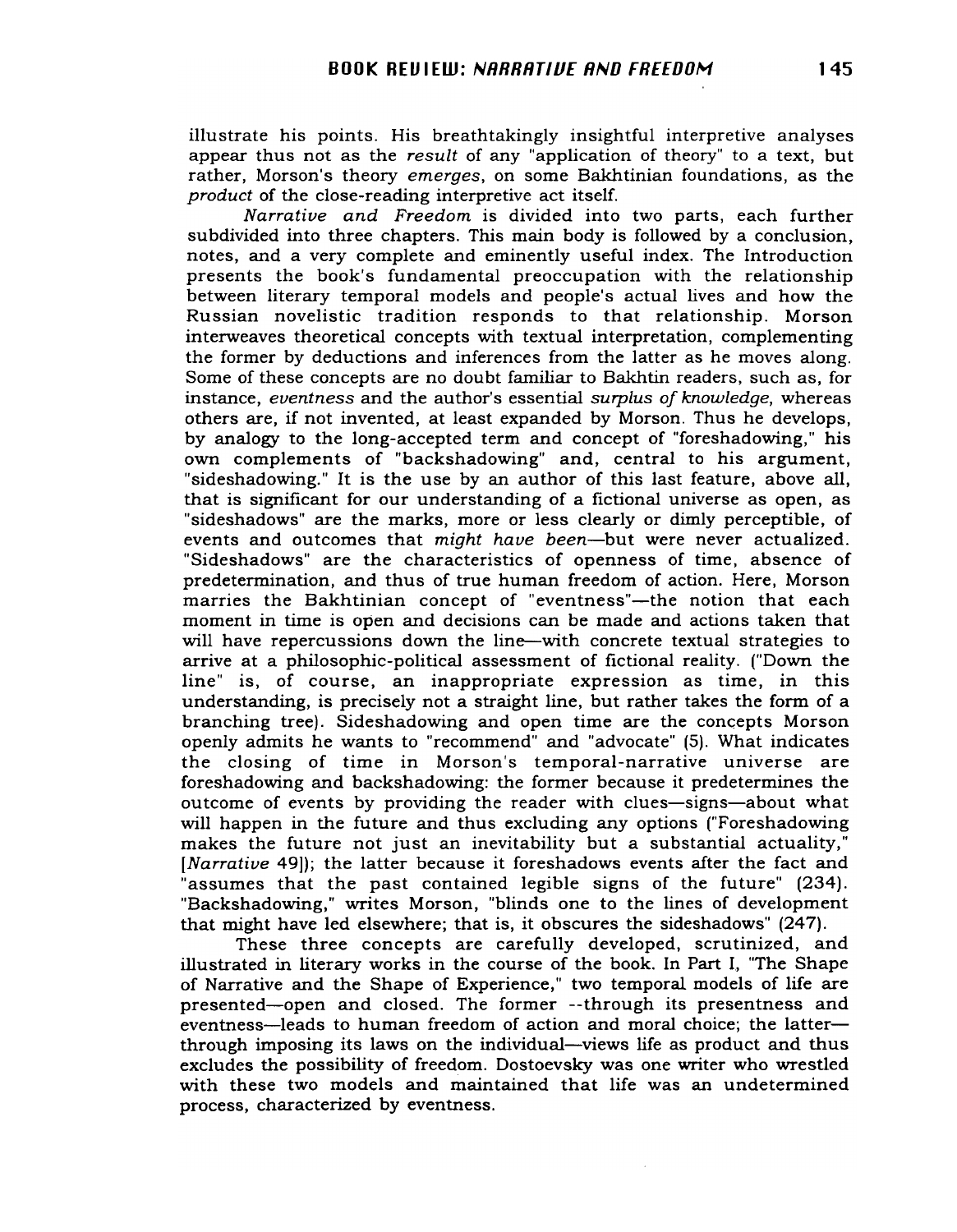illustrate his points. His breathtakingly insightful interpretive analyses appear thus not as the *result* of any "application of theory" to a text, but rather, Morson's theory *emerges*, on some Bakhtinian foundations, as the *product* of the close-reading interpretive act itself.

*Narrative and Freedom* is divided into two parts, each further subdivided into three chapters. This main body is followed by a conclusion, notes, and a very complete and eminently useful index. The Introduction presents the book's fundamental preoccupation with the relationship between literary temporal models and people's actual lives and how the Russian novelistic tradition responds to that relationship. Morson interweaves theoretical concepts with textual interpretation, complementing the former by deductions and inferences from the latter as he moves along. Some of these concepts are no doubt familiar to Bakhtin readers, such as, for instance, *eventness* and the author's essential *surplus of knowledge*, whereas others are, if not invented, at least expanded by Morson. Thus he develops, by analogy to the long-accepted term and concept of "foreshadowing," his own complements of "backshadowing" and, central to his argument, "sideshadowing." It is the use by an author of this last feature, above all, that is significant for our understanding of a fictional universe as open, as "sideshadows" are the marks, more or less clearly or dimly perceptible, of events and outcomes that *might have been*—but were never actualized. "Sideshadows" are the characteristics of openness of time, absence of predetermination, and thus of true human freedom of action. Here, Morson marries the Bakhtinian concept of "eventness"—the notion that each moment in time is open and decisions can be made and actions taken that will have repercussions down the line—with concrete textual strategies to arrive at a philosophic-political assessment of fictional reality. ("Down the line" is, of course, an inappropriate expression as time, in this understanding, is precisely not a straight line, but rather takes the form of a branching tree). Sideshadowing and open time are the concepts Morson openly admits he wants to "recommend" and "advocate" (5). What indicates the closing of time in Morson's temporal-narrative universe are foreshadowing and backshadowing: the former because it predetermines the outcome of events by providing the reader with clues—signs—about what will happen in the future and thus excluding any options ("Foreshadowing makes the future not just an inevitability but a substantial actuality," [*Narrative* 49]); the latter because it foreshadows events after the fact and "assumes that the past contained legible signs of the future" (234). "Backshadowing," writes Morson, "blinds one to the lines of development that might have led elsewhere; that is, it obscures the sideshadows" (247).

These three concepts are carefully developed, scrutinized, and illustrated in literary works in the course of the book. In Part I, "The Shape of Narrative and the Shape of Experience," two temporal models of life are presented—open and closed. The former --through its presentness and eventness—leads to human freedom of action and moral choice; the latter—through imposing its laws on the individual—views life as product and thus excludes the possibility of freedom. Dostoevsky was one writer who wrestled with these two models and maintained that life was an undetermined process, characterized by eventness.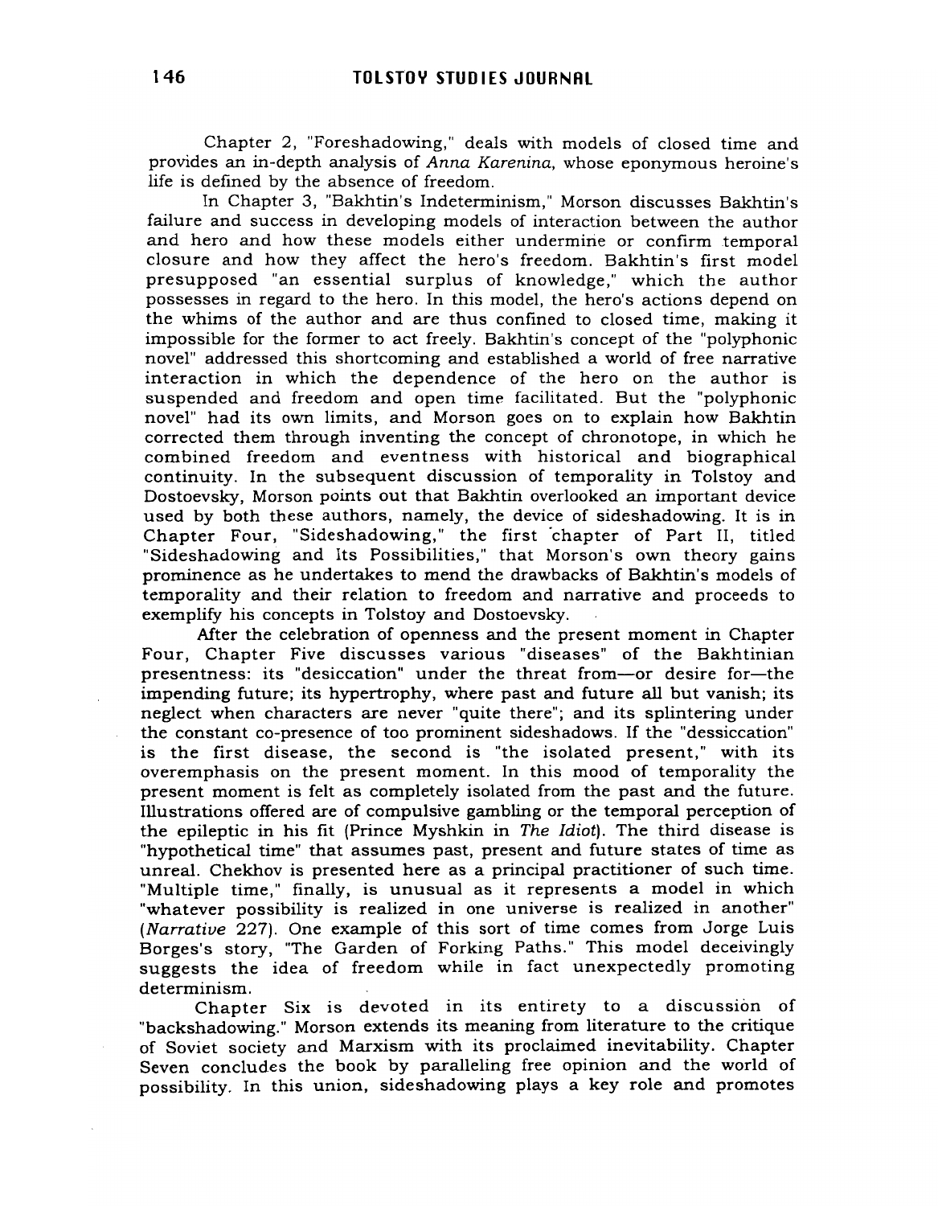Chapter 2, "Foreshadowing," deals with models of closed time and provides an in-depth analysis of *Anna Karenina*, whose eponymous heroine's life is defined by the absence of freedom.

In Chapter 3, "Bakhtin's Indeterminism," Morson discusses Bakhtin's failure and success in developing models of interaction between the author and hero and how these models either undermine or confirm temporal closure and how they affect the hero's freedom. Bakhtin's first model presupposed "an essential surplus of knowledge," which the author possesses in regard to the hero. In this model, the hero's actions depend on the whims of the author and are thus confined to closed time, making it impossible for the former to act freely. Bakhtin's concept of the "polyphonic novel" addressed this shortcoming and established a world of free narrative interaction in which the dependence of the hero on the author is suspended and freedom and open time facilitated. But the "polyphonic novel" had its own limits, and Morson goes on to explain how Bakhtin corrected them through inventing the concept of chronotope, in which he combined freedom and eventness with historical and biographical continuity. In the subsequent discussion of temporality in Tolstoy and Dostoevsky, Morson points out that Bakhtin overlooked an important device used by both these authors, namely, the device of sideshadowing. It is in Chapter Four, "Sideshadowing," the first chapter of Part II, titled "Sideshadowing and Its Possibilities," that Morson's own theory gains prominence as he undertakes to mend the drawbacks of Bakhtin's models of temporality and their relation to freedom and narrative and proceeds to exemplify his concepts in Tolstoy and Dostoevsky.

After the celebration of openness and the present moment in Chapter Four, Chapter Five discusses various "diseases" of the Bakhtinian presentness: its "desiccation" under the threat from—or desire for—the impending future; its hypertrophy, where past and future all but vanish; its neglect when characters are never "quite there"; and its splintering under the constant co-presence of too prominent sideshadows. If the "dessiccation" is the first disease, the second is "the isolated present," with its overemphasis on the present moment. In this mood of temporality the present moment is felt as completely isolated from the past and the future. Illustrations offered are of compulsive gambling or the temporal perception of the epileptic in his fit (Prince Myshkin in *The Idiot*). The third disease is "hypothetical time" that assumes past, present and future states of time as unreal. Chekhov is presented here as a principal practitioner of such time. "Multiple time," finally, is unusual as it represents a model in which "whatever possibility is realized in one universe is realized in another" (*Narrative* 227). One example of this sort of time comes from Jorge Luis Borges's story, "The Garden of Forking Paths." This model deceivingly suggests the idea of freedom while in fact unexpectedly promoting determinism.

Chapter Six is devoted in its entirety to a discussion of "backshadowing." Morson extends its meaning from literature to the critique of Soviet society and Marxism with its proclaimed inevitability. Chapter Seven concludes the book by paralleling free opinion and the world of possibility. In this union, sideshadowing plays a key role and promotes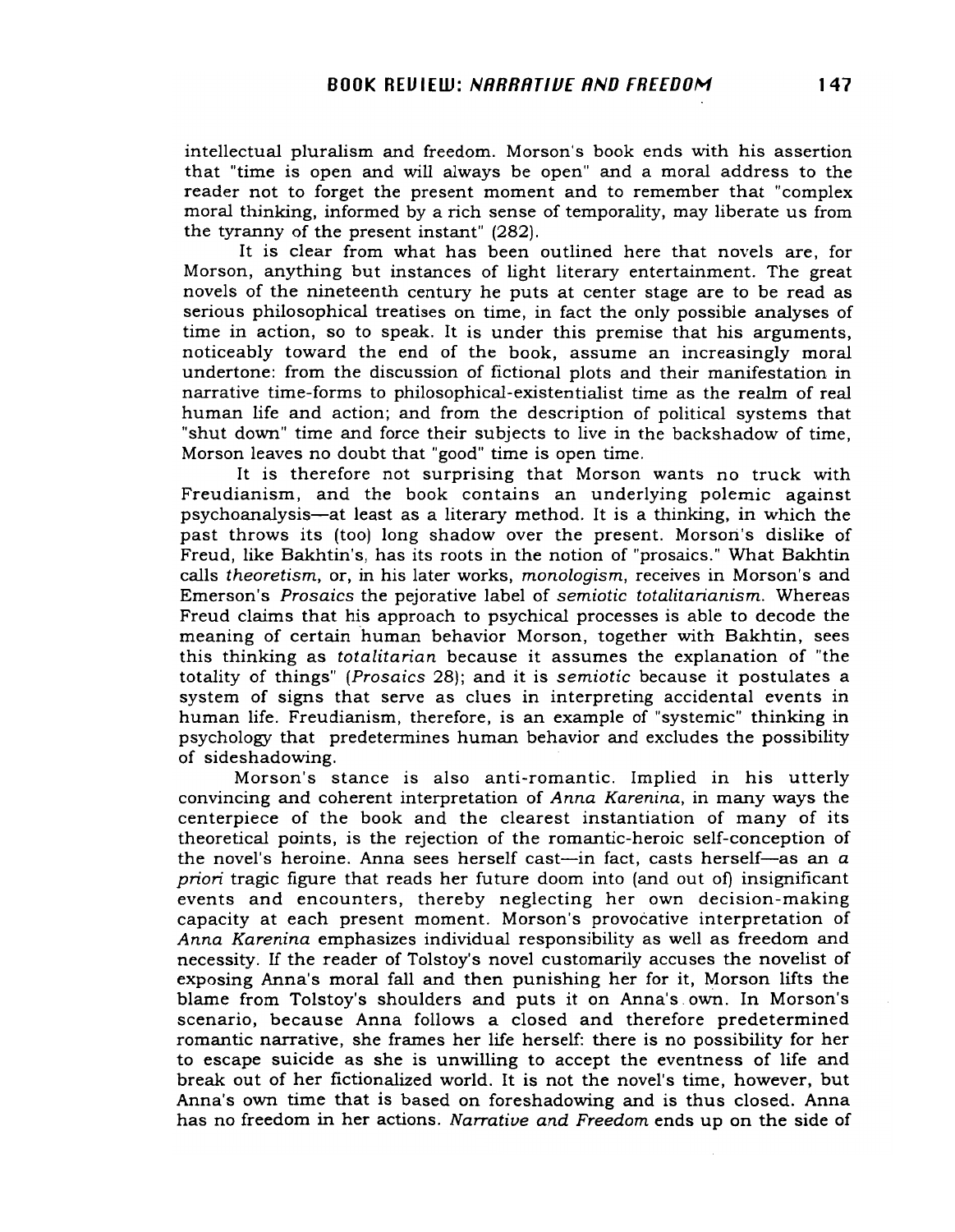intellectual pluralism and freedom. Morson's book ends with his assertion that "time is open and will always be open" and a moral address to the reader not to forget the present moment and to remember that "complex moral thinking, informed by a rich sense of temporality, may liberate us from the tyranny of the present instant" (282).

It is clear from what has been outlined here that novels are, for Morson, anything but instances of light literary entertainment. The great novels of the nineteenth century he puts at center stage are to be read as serious philosophical treatises on time, in fact the only possible analyses of time in action, so to speak. It is under this premise that his arguments, noticeably toward the end of the book, assume an increasingly moral undertone: from the discussion of fictional plots and their manifestation in narrative time-forms to philosophical-existentialist time as the realm of real human life and action; and from the description of political systems that "shut down" time and force their subjects to live in the backshadow of time, Morson leaves no doubt that "good" time is open time.

It is therefore not surprising that Morson wants no truck with Freudianism, and the book contains an underlying polemic against psychoanalysis—at least as a literary method. It is a thinking, in which the past throws its (too) long shadow over the present. Morson's dislike of Freud, like Bakhtin's, has its roots in the notion of "prosaics." What Bakhtin calls *theoretism*, or, in his later works, *monologism*, receives in Morson's and Emerson's *Prosaics* the pejorative label of *semiotic totalitarianism*. Whereas Freud claims that his approach to psychical processes is able to decode the meaning of certain human behavior Morson, together with Bakhtin, sees this thinking as *totalitarian* because it assumes the explanation of "the totality of things" (*Prosaics* 28); and it is *semiotic* because it postulates a system of signs that serve as clues in interpreting accidental events in human life. Freudianism, therefore, is an example of "systemic" thinking in psychology that predetermines human behavior and excludes the possibility of sideshadowing.

Morson's stance is also anti-romantic. Implied in his utterly convincing and coherent interpretation of *Anna Karenina*, in many ways the centerpiece of the book and the clearest instantiation of many of its theoretical points, is the rejection of the romantic-heroic self-conception of the novel's heroine. Anna sees herself cast—in fact, casts herself—as an *a priori* tragic figure that reads her future doom into (and out of) insignificant events and encounters, thereby neglecting her own decision-making capacity at each present moment. Morson's provocative interpretation of *Anna Karenina* emphasizes individual responsibility as well as freedom and necessity. If the reader of Tolstoy's novel customarily accuses the novelist of exposing Anna's moral fall and then punishing her for it, Morson lifts the blame from Tolstoy's shoulders and puts it on Anna's own. In Morson's scenario, because Anna follows a closed and therefore predetermined romantic narrative, she frames her life herself: there is no possibility for her to escape suicide as she is unwilling to accept the eventness of life and break out of her fictionalized world. It is not the novel's time, however, but Anna's own time that is based on foreshadowing and is thus closed. Anna has no freedom in her actions. *Narrative and Freedom* ends up on the side of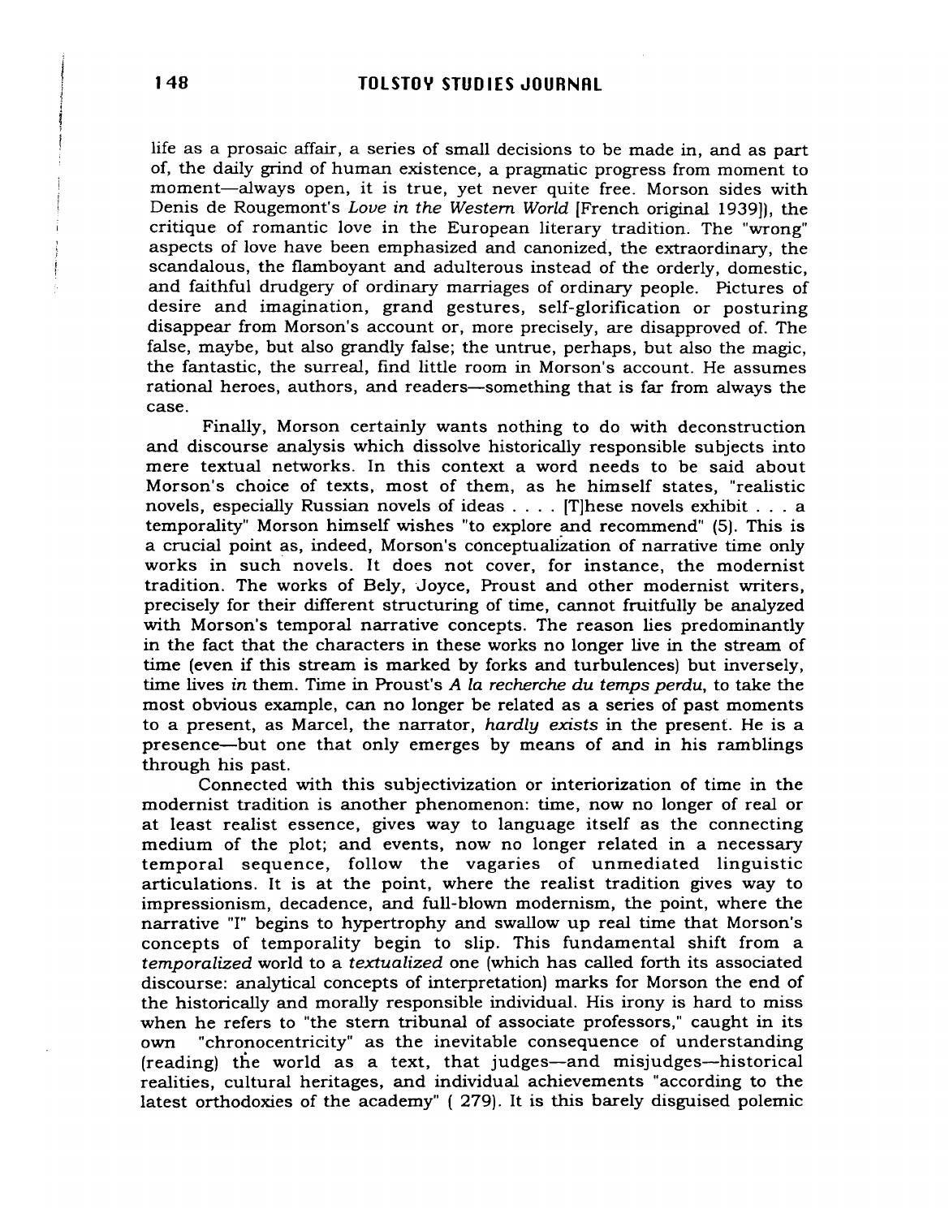life as a prosaic affair, a series of small decisions to be made in, and as part of, the daily grind of human existence, a pragmatic progress from moment to moment—always open, it is true, yet never quite free. Morson sides with Denis de Rougemont's *Love in the Western World* [French original 1939]), the critique of romantic love in the European literary tradition. The "wrong" aspects of love have been emphasized and canonized, the extraordinary, the scandalous, the flamboyant and adulterous instead of the orderly, domestic, and faithful drudgery of ordinary marriages of ordinary people. Pictures of desire and imagination, grand gestures, self-glorification or posturing disappear from Morson's account or, more precisely, are disapproved of. The false, maybe, but also grandly false; the untrue, perhaps, but also the magic, the fantastic, the surreal, find little room in Morson's account. He assumes rational heroes, authors, and readers—something that is far from always the case.

Finally, Morson certainly wants nothing to do with deconstruction and discourse analysis which dissolve historically responsible subjects into mere textual networks. In this context a word needs to be said about Morson's choice of texts, most of them, as he himself states, "realistic novels, especially Russian novels of ideas . . . . [T]hese novels exhibit . . . a temporality" Morson himself wishes "to explore and recommend" (5). This is a crucial point as, indeed, Morson's conceptualization of narrative time only works in such novels. It does not cover, for instance, the modernist tradition. The works of Bely, Joyce, Proust and other modernist writers, precisely for their different structuring of time, cannot fruitfully be analyzed with Morson's temporal narrative concepts. The reason lies predominantly in the fact that the characters in these works no longer live in the stream of time (even if this stream is marked by forks and turbulences) but inversely, time lives *in* them. Time in Proust's *A la recherche du temps perdu*, to take the most obvious example, can no longer be related as a series of past moments to a present, as Marcel, the narrator, *hardly exists* in the present. He is a presence—but one that only emerges by means of and in his ramblings through his past.

Connected with this subjectivization or interiorization of time in the modernist tradition is another phenomenon: time, now no longer of real or at least realist essence, gives way to language itself as the connecting medium of the plot; and events, now no longer related in a necessary temporal sequence, follow the vagaries of unmediated linguistic articulations. It is at the point, where the realist tradition gives way to impressionism, decadence, and full-blown modernism, the point, where the narrative "I" begins to hypertrophy and swallow up real time that Morson's concepts of temporality begin to slip. This fundamental shift from a *temporalized* world to a *textualized* one (which has called forth its associated discourse: analytical concepts of interpretation) marks for Morson the end of the historically and morally responsible individual. His irony is hard to miss when he refers to "the stern tribunal of associate professors," caught in its own "chronocentricity" as the inevitable consequence of understanding (reading) the world as a text, that judges—and misjudges—historical realities, cultural heritages, and individual achievements "according to the latest orthodoxies of the academy" ( 279). It is this barely disguised polemic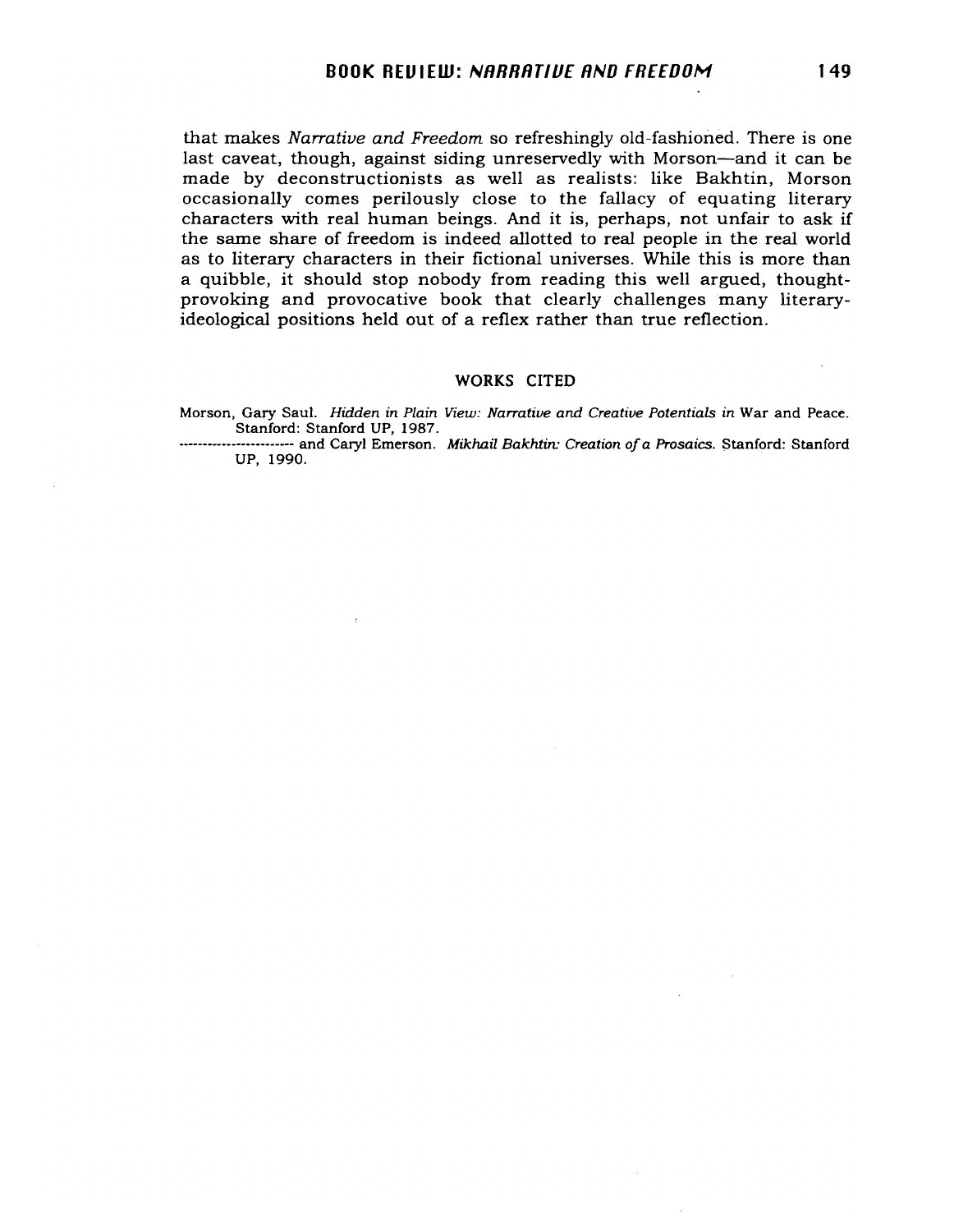that makes *Narrative and Freedom* so refreshingly old-fashioned. There is one last caveat, though, against siding unreservedly with Morson—and it can be made by deconstructionists as well as realists: like Bakhtin, Morson occasionally comes perilously close to the fallacy of equating literary characters with real human beings. And it is, perhaps, not unfair to ask if the same share of freedom is indeed allotted to real people in the real world as to literary characters in their fictional universes. While this is more than a quibble, it should stop nobody from reading this well argued, thought-provoking and provocative book that clearly challenges many literary-ideological positions held out of a reflex rather than true reflection.

## WORKS CITED

Morson, Gary Saul. *Hidden in Plain View: Narrative and Creative Potentials in* War and Peace. Stanford: Stanford UP, 1987.

———————— and Caryl Emerson. *Mikhail Bakhtin: Creation of a Prosaics.* Stanford: Stanford UP, 1990.